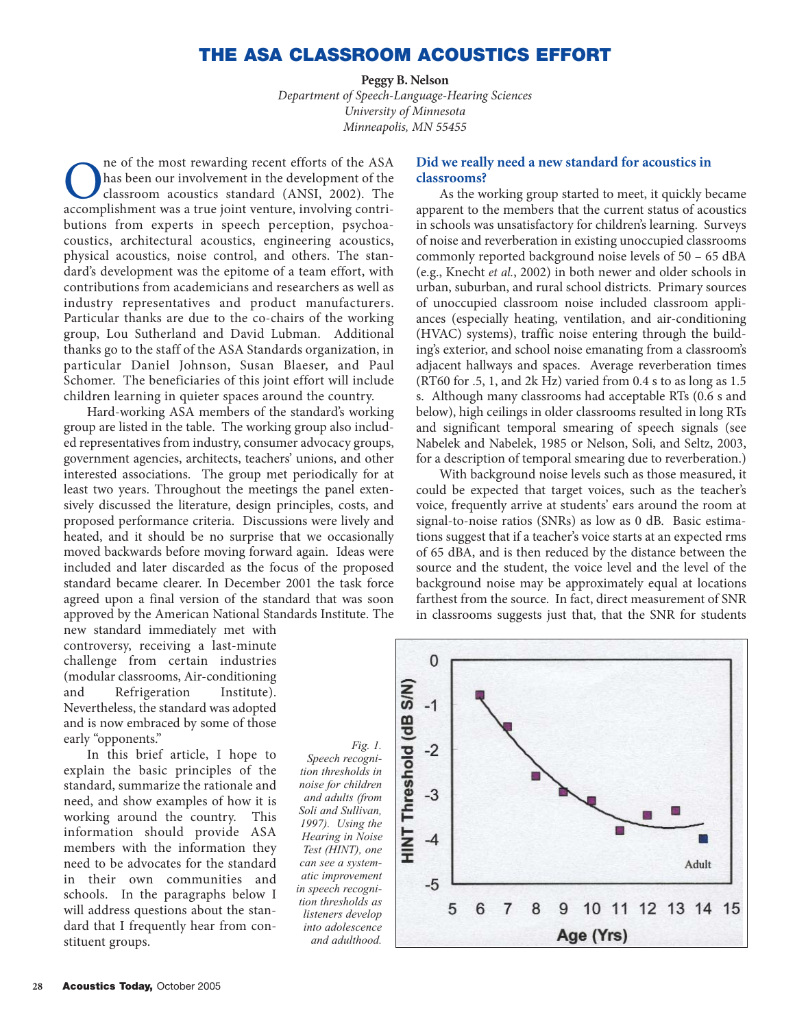# THE ASA CLASSROOM ACOUSTICS EFFORT

**Peggy B. Nelson**

*Department of Speech-Language-Hearing Sciences*
*University of Minnesota*
*Minneapolis, MN 55455*

One of the most rewarding recent efforts of the ASA has been our involvement in the development of the classroom acoustics standard (ANSI, 2002). The accomplishment was a true joint venture, involving contributions from experts in speech perception, psychoacoustics, architectural acoustics, engineering acoustics, physical acoustics, noise control, and others. The standard's development was the epitome of a team effort, with contributions from academicians and researchers as well as industry representatives and product manufacturers. Particular thanks are due to the co-chairs of the working group, Lou Sutherland and David Lubman. Additional thanks go to the staff of the ASA Standards organization, in particular Daniel Johnson, Susan Blaeser, and Paul Schomer. The beneficiaries of this joint effort will include children learning in quieter spaces around the country.

Hard-working ASA members of the standard's working group are listed in the table. The working group also included representatives from industry, consumer advocacy groups, government agencies, architects, teachers' unions, and other interested associations. The group met periodically for at least two years. Throughout the meetings the panel extensively discussed the literature, design principles, costs, and proposed performance criteria. Discussions were lively and heated, and it should be no surprise that we occasionally moved backwards before moving forward again. Ideas were included and later discarded as the focus of the proposed standard became clearer. In December 2001 the task force agreed upon a final version of the standard that was soon approved by the American National Standards Institute. The new standard immediately met with controversy, receiving a last-minute challenge from certain industries (modular classrooms, Air-conditioning and Refrigeration Institute). Nevertheless, the standard was adopted and is now embraced by some of those early "opponents."

In this brief article, I hope to explain the basic principles of the standard, summarize the rationale and need, and show examples of how it is working around the country. This information should provide ASA members with the information they need to be advocates for the standard in their own communities and schools. In the paragraphs below I will address questions about the standard that I frequently hear from constituent groups.

## Did we really need a new standard for acoustics in classrooms?

As the working group started to meet, it quickly became apparent to the members that the current status of acoustics in schools was unsatisfactory for children's learning. Surveys of noise and reverberation in existing unoccupied classrooms commonly reported background noise levels of 50 – 65 dBA (e.g., Knecht *et al.*, 2002) in both newer and older schools in urban, suburban, and rural school districts. Primary sources of unoccupied classroom noise included classroom appliances (especially heating, ventilation, and air-conditioning (HVAC) systems), traffic noise entering through the building's exterior, and school noise emanating from a classroom's adjacent hallways and spaces. Average reverberation times (RT60 for .5, 1, and 2k Hz) varied from 0.4 s to as long as 1.5 s. Although many classrooms had acceptable RTs (0.6 s and below), high ceilings in older classrooms resulted in long RTs and significant temporal smearing of speech signals (see Nabelek and Nabelek, 1985 or Nelson, Soli, and Seltz, 2003, for a description of temporal smearing due to reverberation.)

With background noise levels such as those measured, it could be expected that target voices, such as the teacher's voice, frequently arrive at students' ears around the room at signal-to-noise ratios (SNRs) as low as 0 dB. Basic estimations suggest that if a teacher's voice starts at an expected rms of 65 dBA, and is then reduced by the distance between the source and the student, the voice level and the level of the background noise may be approximately equal at locations farthest from the source. In fact, direct measurement of SNR in classrooms suggests just that, that the SNR for students

*Fig. 1. Speech recognition thresholds in noise for children and adults (from Soli and Sullivan, 1997). Using the Hearing in Noise Test (HINT), one can see a systematic improvement in speech recognition thresholds as listeners develop into adolescence and adulthood.*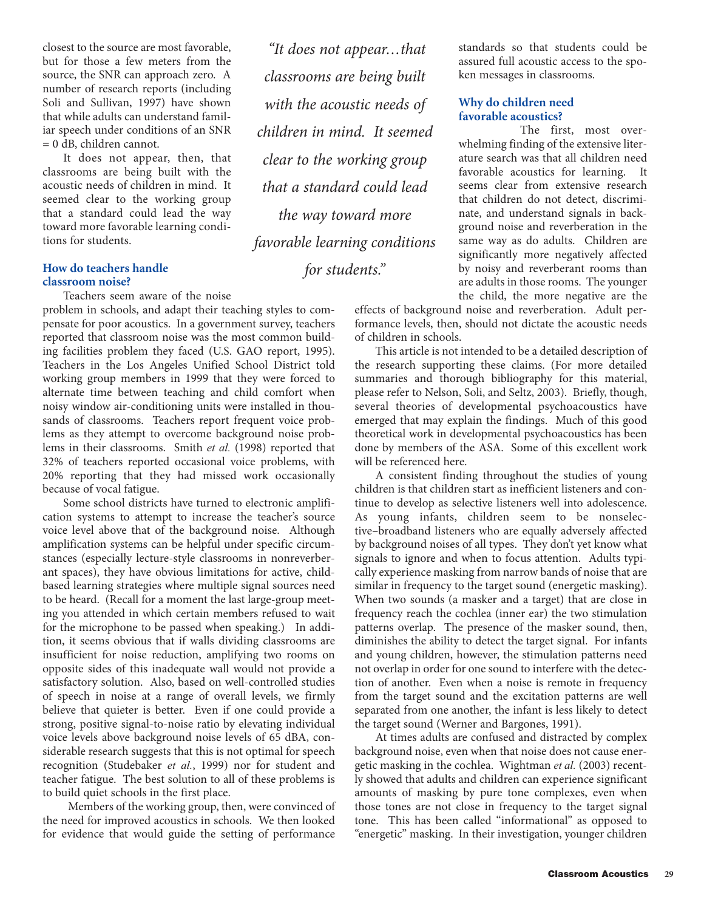closest to the source are most favorable, but for those a few meters from the source, the SNR can approach zero. A number of research reports (including Soli and Sullivan, 1997) have shown that while adults can understand familiar speech under conditions of an SNR = 0 dB, children cannot.

It does not appear, then, that classrooms are being built with the acoustic needs of children in mind. It seemed clear to the working group that a standard could lead the way toward more favorable learning conditions for students.

> *"It does not appear…that classrooms are being built with the acoustic needs of children in mind. It seemed clear to the working group that a standard could lead the way toward more favorable learning conditions for students."*

### How do teachers handle classroom noise?

Teachers seem aware of the noise problem in schools, and adapt their teaching styles to compensate for poor acoustics. In a government survey, teachers reported that classroom noise was the most common building facilities problem they faced (U.S. GAO report, 1995). Teachers in the Los Angeles Unified School District told working group members in 1999 that they were forced to alternate time between teaching and child comfort when noisy window air-conditioning units were installed in thousands of classrooms. Teachers report frequent voice problems as they attempt to overcome background noise problems in their classrooms. Smith *et al.* (1998) reported that 32% of teachers reported occasional voice problems, with 20% reporting that they had missed work occasionally because of vocal fatigue.

Some school districts have turned to electronic amplification systems to attempt to increase the teacher's source voice level above that of the background noise. Although amplification systems can be helpful under specific circumstances (especially lecture-style classrooms in nonreverberant spaces), they have obvious limitations for active, child-based learning strategies where multiple signal sources need to be heard. (Recall for a moment the last large-group meeting you attended in which certain members refused to wait for the microphone to be passed when speaking.) In addition, it seems obvious that if walls dividing classrooms are insufficient for noise reduction, amplifying two rooms on opposite sides of this inadequate wall would not provide a satisfactory solution. Also, based on well-controlled studies of speech in noise at a range of overall levels, we firmly believe that quieter is better. Even if one could provide a strong, positive signal-to-noise ratio by elevating individual voice levels above background noise levels of 65 dBA, considerable research suggests that this is not optimal for speech recognition (Studebaker *et al.*, 1999) nor for student and teacher fatigue. The best solution to all of these problems is to build quiet schools in the first place.

Members of the working group, then, were convinced of the need for improved acoustics in schools. We then looked for evidence that would guide the setting of performance standards so that students could be assured full acoustic access to the spoken messages in classrooms.

### Why do children need favorable acoustics?

The first, most overwhelming finding of the extensive literature search was that all children need favorable acoustics for learning. It seems clear from extensive research that children do not detect, discriminate, and understand signals in background noise and reverberation in the same way as do adults. Children are significantly more negatively affected by noisy and reverberant rooms than are adults in those rooms. The younger the child, the more negative are the effects of background noise and reverberation. Adult performance levels, then, should not dictate the acoustic needs of children in schools.

This article is not intended to be a detailed description of the research supporting these claims. (For more detailed summaries and thorough bibliography for this material, please refer to Nelson, Soli, and Seltz, 2003). Briefly, though, several theories of developmental psychoacoustics have emerged that may explain the findings. Much of this good theoretical work in developmental psychoacoustics has been done by members of the ASA. Some of this excellent work will be referenced here.

A consistent finding throughout the studies of young children is that children start as inefficient listeners and continue to develop as selective listeners well into adolescence. As young infants, children seem to be nonselective–broadband listeners who are equally adversely affected by background noises of all types. They don't yet know what signals to ignore and when to focus attention. Adults typically experience masking from narrow bands of noise that are similar in frequency to the target sound (energetic masking). When two sounds (a masker and a target) that are close in frequency reach the cochlea (inner ear) the two stimulation patterns overlap. The presence of the masker sound, then, diminishes the ability to detect the target signal. For infants and young children, however, the stimulation patterns need not overlap in order for one sound to interfere with the detection of another. Even when a noise is remote in frequency from the target sound and the excitation patterns are well separated from one another, the infant is less likely to detect the target sound (Werner and Bargones, 1991).

At times adults are confused and distracted by complex background noise, even when that noise does not cause energetic masking in the cochlea. Wightman *et al.* (2003) recently showed that adults and children can experience significant amounts of masking by pure tone complexes, even when those tones are not close in frequency to the target signal tone. This has been called "informational" as opposed to "energetic" masking. In their investigation, younger children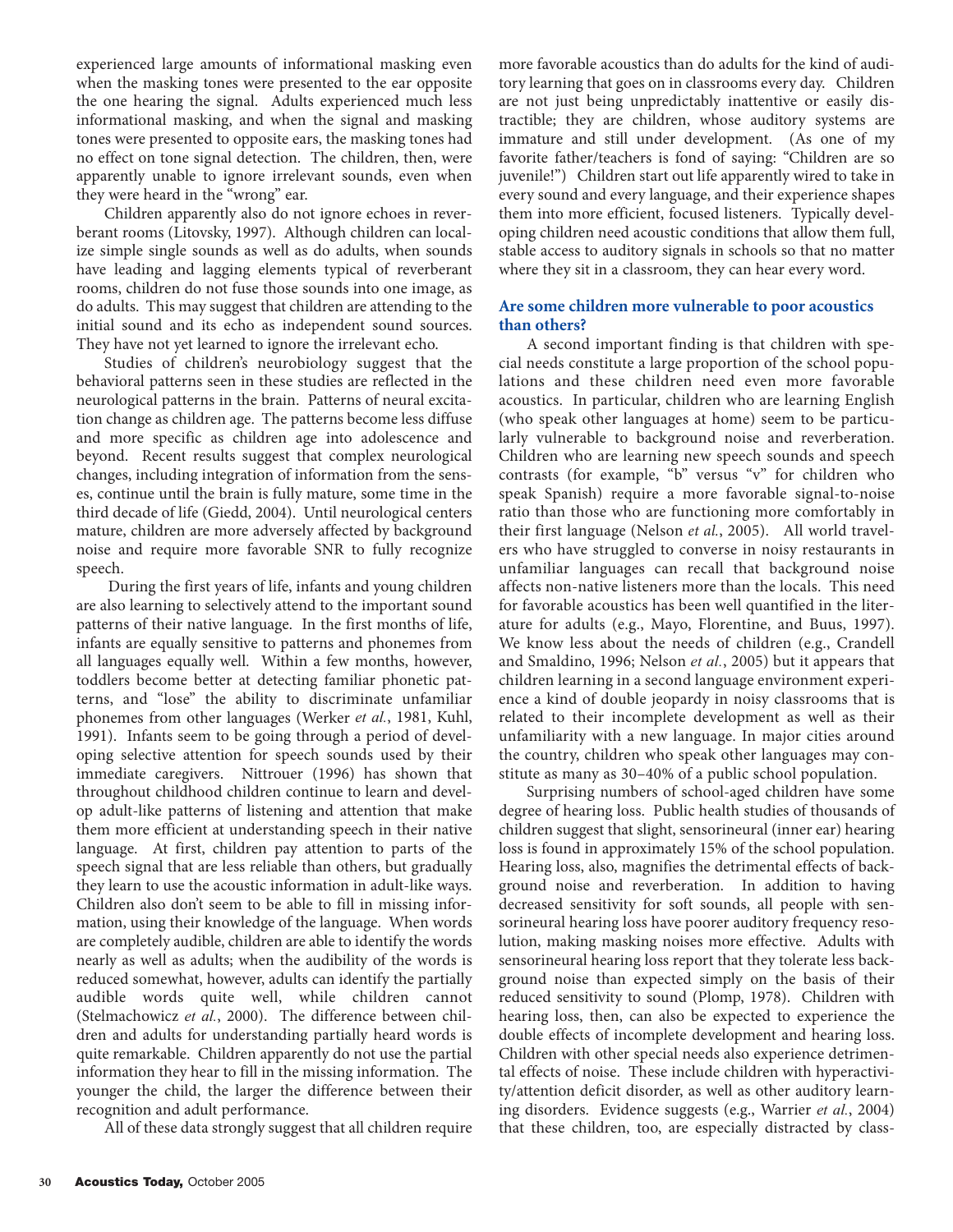experienced large amounts of informational masking even when the masking tones were presented to the ear opposite the one hearing the signal. Adults experienced much less informational masking, and when the signal and masking tones were presented to opposite ears, the masking tones had no effect on tone signal detection. The children, then, were apparently unable to ignore irrelevant sounds, even when they were heard in the "wrong" ear.

Children apparently also do not ignore echoes in reverberant rooms (Litovsky, 1997). Although children can localize simple single sounds as well as do adults, when sounds have leading and lagging elements typical of reverberant rooms, children do not fuse those sounds into one image, as do adults. This may suggest that children are attending to the initial sound and its echo as independent sound sources. They have not yet learned to ignore the irrelevant echo.

Studies of children's neurobiology suggest that the behavioral patterns seen in these studies are reflected in the neurological patterns in the brain. Patterns of neural excitation change as children age. The patterns become less diffuse and more specific as children age into adolescence and beyond. Recent results suggest that complex neurological changes, including integration of information from the senses, continue until the brain is fully mature, some time in the third decade of life (Giedd, 2004). Until neurological centers mature, children are more adversely affected by background noise and require more favorable SNR to fully recognize speech.

During the first years of life, infants and young children are also learning to selectively attend to the important sound patterns of their native language. In the first months of life, infants are equally sensitive to patterns and phonemes from all languages equally well. Within a few months, however, toddlers become better at detecting familiar phonetic patterns, and "lose" the ability to discriminate unfamiliar phonemes from other languages (Werker *et al.*, 1981, Kuhl, 1991). Infants seem to be going through a period of developing selective attention for speech sounds used by their immediate caregivers. Nittrouer (1996) has shown that throughout childhood children continue to learn and develop adult-like patterns of listening and attention that make them more efficient at understanding speech in their native language. At first, children pay attention to parts of the speech signal that are less reliable than others, but gradually they learn to use the acoustic information in adult-like ways. Children also don't seem to be able to fill in missing information, using their knowledge of the language. When words are completely audible, children are able to identify the words nearly as well as adults; when the audibility of the words is reduced somewhat, however, adults can identify the partially audible words quite well, while children cannot (Stelmachowicz *et al.*, 2000). The difference between children and adults for understanding partially heard words is quite remarkable. Children apparently do not use the partial information they hear to fill in the missing information. The younger the child, the larger the difference between their recognition and adult performance.

All of these data strongly suggest that all children require more favorable acoustics than do adults for the kind of auditory learning that goes on in classrooms every day. Children are not just being unpredictably inattentive or easily distractible; they are children, whose auditory systems are immature and still under development. (As one of my favorite father/teachers is fond of saying: "Children are so juvenile!") Children start out life apparently wired to take in every sound and every language, and their experience shapes them into more efficient, focused listeners. Typically developing children need acoustic conditions that allow them full, stable access to auditory signals in schools so that no matter where they sit in a classroom, they can hear every word.

## Are some children more vulnerable to poor acoustics than others?

A second important finding is that children with special needs constitute a large proportion of the school populations and these children need even more favorable acoustics. In particular, children who are learning English (who speak other languages at home) seem to be particularly vulnerable to background noise and reverberation. Children who are learning new speech sounds and speech contrasts (for example, "b" versus "v" for children who speak Spanish) require a more favorable signal-to-noise ratio than those who are functioning more comfortably in their first language (Nelson *et al.*, 2005). All world travelers who have struggled to converse in noisy restaurants in unfamiliar languages can recall that background noise affects non-native listeners more than the locals. This need for favorable acoustics has been well quantified in the literature for adults (e.g., Mayo, Florentine, and Buus, 1997). We know less about the needs of children (e.g., Crandell and Smaldino, 1996; Nelson *et al.*, 2005) but it appears that children learning in a second language environment experience a kind of double jeopardy in noisy classrooms that is related to their incomplete development as well as their unfamiliarity with a new language. In major cities around the country, children who speak other languages may constitute as many as 30–40% of a public school population.

Surprising numbers of school-aged children have some degree of hearing loss. Public health studies of thousands of children suggest that slight, sensorineural (inner ear) hearing loss is found in approximately 15% of the school population. Hearing loss, also, magnifies the detrimental effects of background noise and reverberation. In addition to having decreased sensitivity for soft sounds, all people with sensorineural hearing loss have poorer auditory frequency resolution, making masking noises more effective. Adults with sensorineural hearing loss report that they tolerate less background noise than expected simply on the basis of their reduced sensitivity to sound (Plomp, 1978). Children with hearing loss, then, can also be expected to experience the double effects of incomplete development and hearing loss. Children with other special needs also experience detrimental effects of noise. These include children with hyperactivity/attention deficit disorder, as well as other auditory learning disorders. Evidence suggests (e.g., Warrier *et al.*, 2004) that these children, too, are especially distracted by class-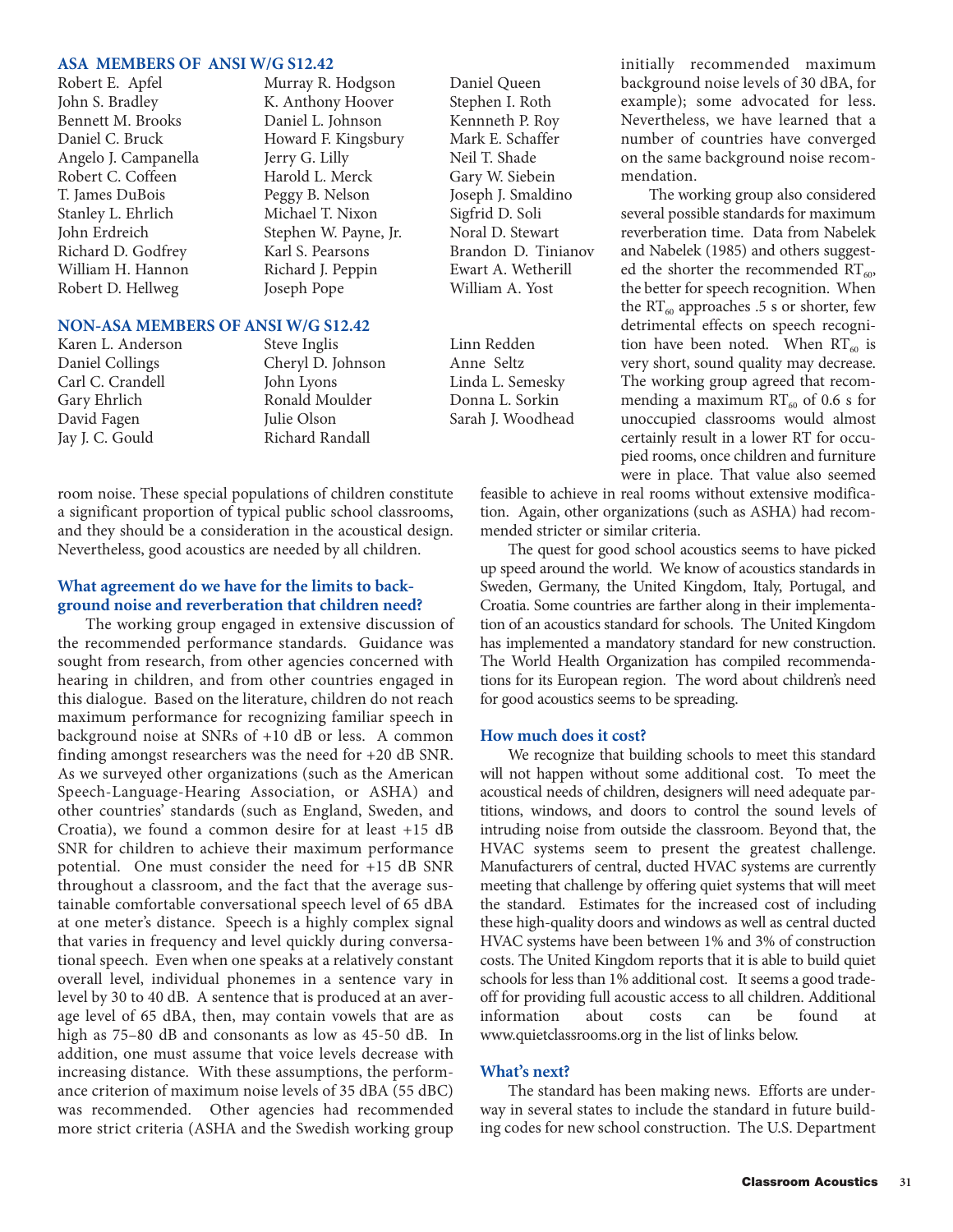### ASA MEMBERS OF ANSI W/G S12.42

Robert E. Apfel
John S. Bradley
Bennett M. Brooks
Daniel C. Bruck
Angelo J. Campanella
Robert C. Coffeen
T. James DuBois
Stanley L. Ehrlich
John Erdreich
Richard D. Godfrey
William H. Hannon
Robert D. Hellweg
Murray R. Hodgson
K. Anthony Hoover
Daniel L. Johnson
Howard F. Kingsbury
Jerry G. Lilly
Harold L. Merck
Peggy B. Nelson
Michael T. Nixon
Stephen W. Payne, Jr.
Karl S. Pearsons
Richard J. Peppin
Joseph Pope
Daniel Queen
Stephen I. Roth
Kennneth P. Roy
Mark E. Schaffer
Neil T. Shade
Gary W. Siebein
Joseph J. Smaldino
Sigfrid D. Soli
Noral D. Stewart
Brandon D. Tinianov
Ewart A. Wetherill
William A. Yost

### NON-ASA MEMBERS OF ANSI W/G S12.42

Karen L. Anderson
Daniel Collings
Carl C. Crandell
Gary Ehrlich
David Fagen
Jay J. C. Gould
Steve Inglis
Cheryl D. Johnson
John Lyons
Ronald Moulder
Julie Olson
Richard Randall
Linn Redden
Anne Seltz
Linda L. Semesky
Donna L. Sorkin
Sarah J. Woodhead

room noise. These special populations of children constitute a significant proportion of typical public school classrooms, and they should be a consideration in the acoustical design. Nevertheless, good acoustics are needed by all children.

### What agreement do we have for the limits to background noise and reverberation that children need?

The working group engaged in extensive discussion of the recommended performance standards. Guidance was sought from research, from other agencies concerned with hearing in children, and from other countries engaged in this dialogue. Based on the literature, children do not reach maximum performance for recognizing familiar speech in background noise at SNRs of +10 dB or less. A common finding amongst researchers was the need for +20 dB SNR. As we surveyed other organizations (such as the American Speech-Language-Hearing Association, or ASHA) and other countries' standards (such as England, Sweden, and Croatia), we found a common desire for at least +15 dB SNR for children to achieve their maximum performance potential. One must consider the need for +15 dB SNR throughout a classroom, and the fact that the average sustainable comfortable conversational speech level of 65 dBA at one meter's distance. Speech is a highly complex signal that varies in frequency and level quickly during conversational speech. Even when one speaks at a relatively constant overall level, individual phonemes in a sentence vary in level by 30 to 40 dB. A sentence that is produced at an average level of 65 dBA, then, may contain vowels that are as high as 75–80 dB and consonants as low as 45-50 dB. In addition, one must assume that voice levels decrease with increasing distance. With these assumptions, the performance criterion of maximum noise levels of 35 dBA (55 dBC) was recommended. Other agencies had recommended more strict criteria (ASHA and the Swedish working group initially recommended maximum background noise levels of 30 dBA, for example); some advocated for less. Nevertheless, we have learned that a number of countries have converged on the same background noise recommendation.

The working group also considered several possible standards for maximum reverberation time. Data from Nabelek and Nabelek (1985) and others suggested the shorter the recommended $RT_{60}$, the better for speech recognition. When the $RT_{60}$ approaches .5 s or shorter, few detrimental effects on speech recognition have been noted. When $RT_{60}$ is very short, sound quality may decrease. The working group agreed that recommending a maximum $RT_{60}$ of 0.6 s for unoccupied classrooms would almost certainly result in a lower RT for occupied rooms, once children and furniture were in place. That value also seemed feasible to achieve in real rooms without extensive modification. Again, other organizations (such as ASHA) had recommended stricter or similar criteria.

The quest for good school acoustics seems to have picked up speed around the world. We know of acoustics standards in Sweden, Germany, the United Kingdom, Italy, Portugal, and Croatia. Some countries are farther along in their implementation of an acoustics standard for schools. The United Kingdom has implemented a mandatory standard for new construction. The World Health Organization has compiled recommendations for its European region. The word about children's need for good acoustics seems to be spreading.

### How much does it cost?

We recognize that building schools to meet this standard will not happen without some additional cost. To meet the acoustical needs of children, designers will need adequate partitions, windows, and doors to control the sound levels of intruding noise from outside the classroom. Beyond that, the HVAC systems seem to present the greatest challenge. Manufacturers of central, ducted HVAC systems are currently meeting that challenge by offering quiet systems that will meet the standard. Estimates for the increased cost of including these high-quality doors and windows as well as central ducted HVAC systems have been between 1% and 3% of construction costs. The United Kingdom reports that it is able to build quiet schools for less than 1% additional cost. It seems a good tradeoff for providing full acoustic access to all children. Additional information about costs can be found at www.quietclassrooms.org in the list of links below.

### What's next?

The standard has been making news. Efforts are underway in several states to include the standard in future building codes for new school construction. The U.S. Department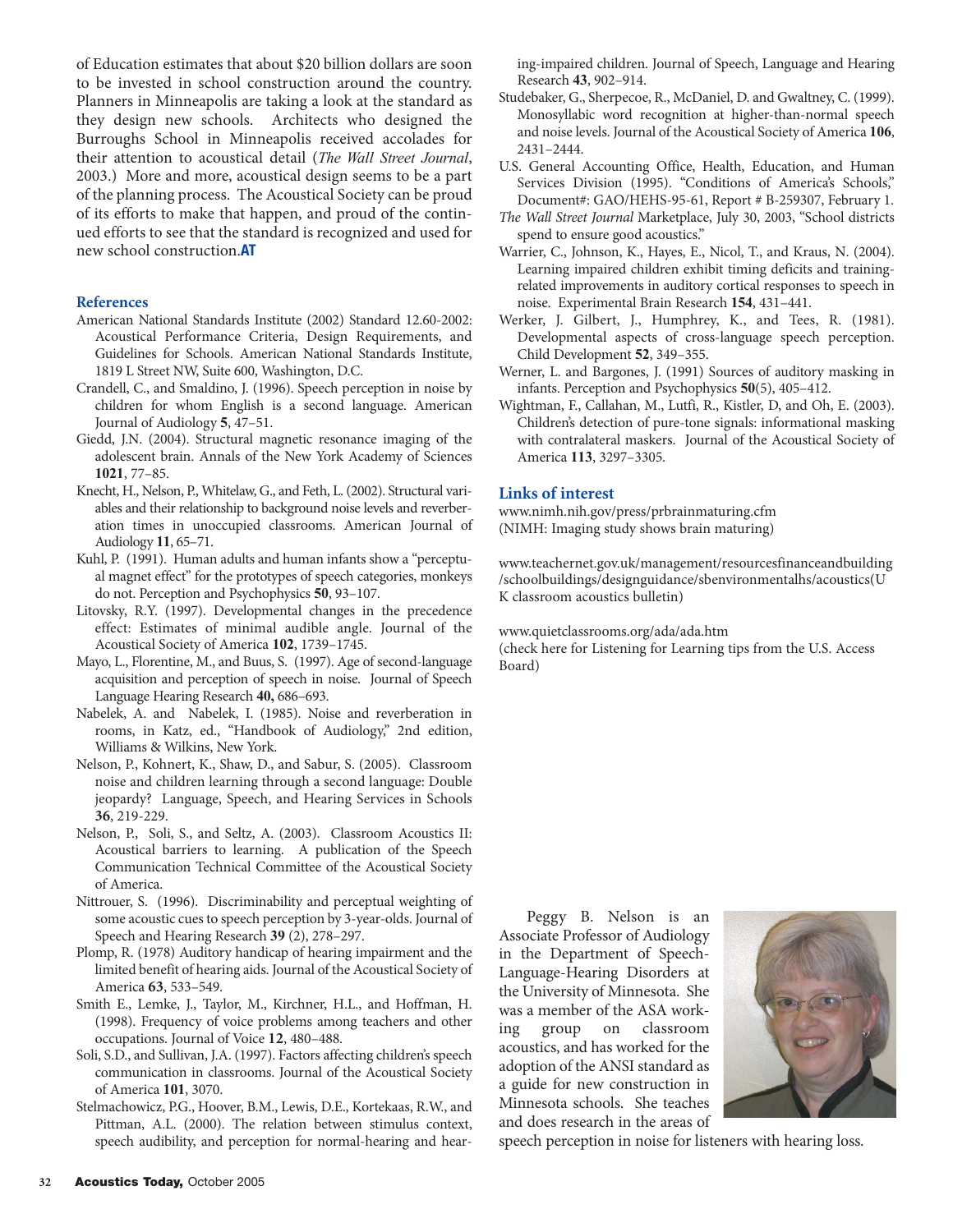of Education estimates that about $20 billion dollars are soon to be invested in school construction around the country. Planners in Minneapolis are taking a look at the standard as they design new schools. Architects who designed the Burroughs School in Minneapolis received accolades for their attention to acoustical detail (*The Wall Street Journal*, 2003.) More and more, acoustical design seems to be a part of the planning process. The Acoustical Society can be proud of its efforts to make that happen, and proud of the continued efforts to see that the standard is recognized and used for new school construction.**AT**

### References

American National Standards Institute (2002) Standard 12.60-2002: Acoustical Performance Criteria, Design Requirements, and Guidelines for Schools. American National Standards Institute, 1819 L Street NW, Suite 600, Washington, D.C.

Crandell, C., and Smaldino, J. (1996). Speech perception in noise by children for whom English is a second language. American Journal of Audiology **5**, 47–51.

Giedd, J.N. (2004). Structural magnetic resonance imaging of the adolescent brain. Annals of the New York Academy of Sciences **1021**, 77–85.

Knecht, H., Nelson, P., Whitelaw, G., and Feth, L. (2002). Structural variables and their relationship to background noise levels and reverberation times in unoccupied classrooms. American Journal of Audiology **11**, 65–71.

Kuhl, P. (1991). Human adults and human infants show a "perceptual magnet effect" for the prototypes of speech categories, monkeys do not. Perception and Psychophysics **50**, 93–107.

Litovsky, R.Y. (1997). Developmental changes in the precedence effect: Estimates of minimal audible angle. Journal of the Acoustical Society of America **102**, 1739–1745.

Mayo, L., Florentine, M., and Buus, S. (1997). Age of second-language acquisition and perception of speech in noise. Journal of Speech Language Hearing Research **40,** 686–693.

Nabelek, A. and Nabelek, I. (1985). Noise and reverberation in rooms, in Katz, ed., "Handbook of Audiology," 2nd edition, Williams & Wilkins, New York.

Nelson, P., Kohnert, K., Shaw, D., and Sabur, S. (2005). Classroom noise and children learning through a second language: Double jeopardy? Language, Speech, and Hearing Services in Schools **36**, 219-229.

Nelson, P., Soli, S., and Seltz, A. (2003). Classroom Acoustics II: Acoustical barriers to learning. A publication of the Speech Communication Technical Committee of the Acoustical Society of America.

Nittrouer, S. (1996). Discriminability and perceptual weighting of some acoustic cues to speech perception by 3-year-olds. Journal of Speech and Hearing Research **39** (2), 278–297.

Plomp, R. (1978) Auditory handicap of hearing impairment and the limited benefit of hearing aids. Journal of the Acoustical Society of America **63**, 533–549.

Smith E., Lemke, J., Taylor, M., Kirchner, H.L., and Hoffman, H. (1998). Frequency of voice problems among teachers and other occupations. Journal of Voice **12**, 480–488.

Soli, S.D., and Sullivan, J.A. (1997). Factors affecting children's speech communication in classrooms. Journal of the Acoustical Society of America **101**, 3070.

Stelmachowicz, P.G., Hoover, B.M., Lewis, D.E., Kortekaas, R.W., and Pittman, A.L. (2000). The relation between stimulus context, speech audibility, and perception for normal-hearing and hearing-impaired children. Journal of Speech, Language and Hearing Research **43**, 902–914.

Studebaker, G., Sherpecoe, R., McDaniel, D. and Gwaltney, C. (1999). Monosyllabic word recognition at higher-than-normal speech and noise levels. Journal of the Acoustical Society of America **106**, 2431–2444.

U.S. General Accounting Office, Health, Education, and Human Services Division (1995). "Conditions of America's Schools," Document#: GAO/HEHS-95-61, Report # B-259307, February 1.

*The Wall Street Journal* Marketplace, July 30, 2003, "School districts spend to ensure good acoustics."

Warrier, C., Johnson, K., Hayes, E., Nicol, T., and Kraus, N. (2004). Learning impaired children exhibit timing deficits and training-related improvements in auditory cortical responses to speech in noise. Experimental Brain Research **154**, 431–441.

Werker, J. Gilbert, J., Humphrey, K., and Tees, R. (1981). Developmental aspects of cross-language speech perception. Child Development **52**, 349–355.

Werner, L. and Bargones, J. (1991) Sources of auditory masking in infants. Perception and Psychophysics **50**(5), 405–412.

Wightman, F., Callahan, M., Lutfi, R., Kistler, D, and Oh, E. (2003). Children's detection of pure-tone signals: informational masking with contralateral maskers. Journal of the Acoustical Society of America **113**, 3297–3305.

### Links of interest

www.nimh.nih.gov/press/prbrainmaturing.cfm
(NIMH: Imaging study shows brain maturing)

www.teachernet.gov.uk/management/resourcesfinanceandbuilding/schoolbuildings/designguidance/sbenvironmentalhs/acoustics(UK classroom acoustics bulletin)

www.quietclassrooms.org/ada/ada.htm
(check here for Listening for Learning tips from the U.S. Access Board)

Peggy B. Nelson is an Associate Professor of Audiology in the Department of Speech-Language-Hearing Disorders at the University of Minnesota. She was a member of the ASA working group on classroom acoustics, and has worked for the adoption of the ANSI standard as a guide for new construction in Minnesota schools. She teaches and does research in the areas of speech perception in noise for listeners with hearing loss.